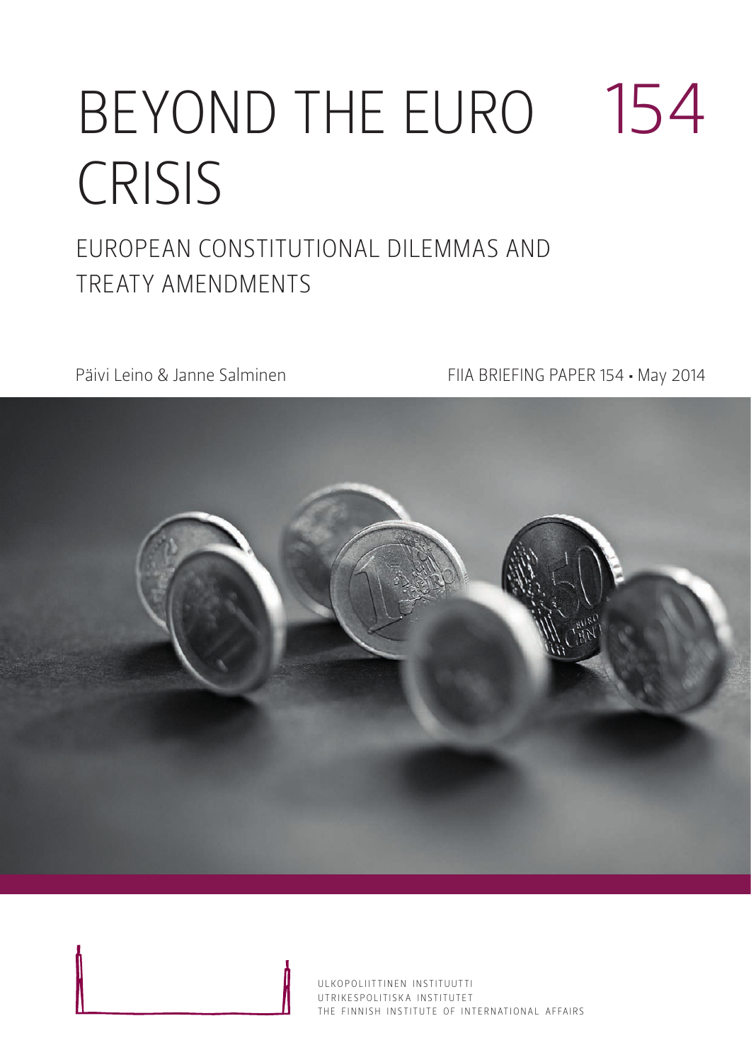# BEYOND THE EURO CRISIS

154

## EUROPEAN CONSTITUTIONAL DILEMMAS AND TREATY AMENDMENTS

Päivi Leino & Janne Salminen

FIIA BRIEFING PAPER 154 • May 2014

ULKOPOLIITTINEN INSTITUUTTI
UTRIKESPOLITISKA INSTITUTET
THE FINNISH INSTITUTE OF INTERNATIONAL AFFAIRS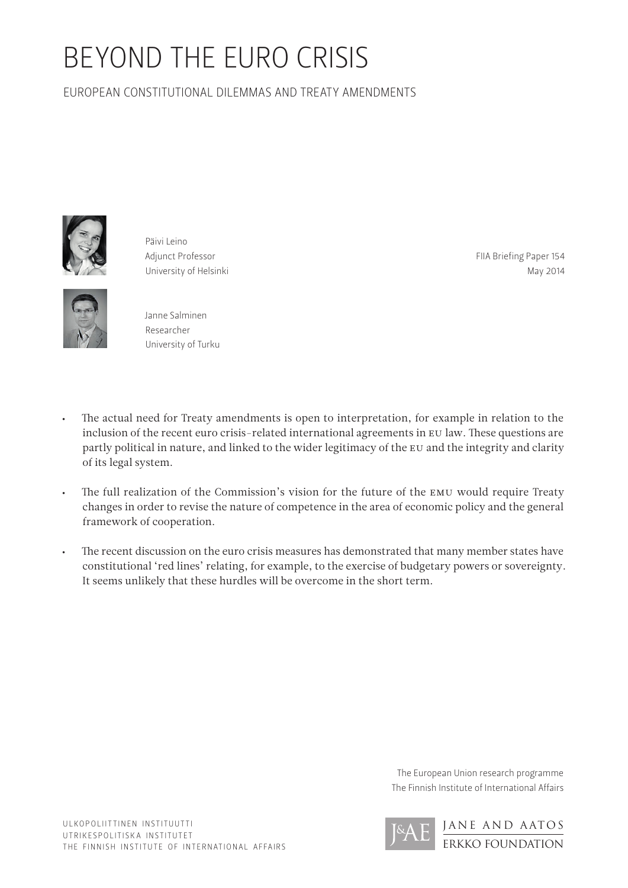# BEYOND THE EURO CRISIS

## EUROPEAN CONSTITUTIONAL DILEMMAS AND TREATY AMENDMENTS

Päivi Leino
Adjunct Professor
University of Helsinki

Janne Salminen
Researcher
University of Turku

FIIA Briefing Paper 154
May 2014

- The actual need for Treaty amendments is open to interpretation, for example in relation to the inclusion of the recent euro crisis-related international agreements in EU law. These questions are partly political in nature, and linked to the wider legitimacy of the EU and the integrity and clarity of its legal system.
- The full realization of the Commission's vision for the future of the EMU would require Treaty changes in order to revise the nature of competence in the area of economic policy and the general framework of cooperation.
- The recent discussion on the euro crisis measures has demonstrated that many member states have constitutional 'red lines' relating, for example, to the exercise of budgetary powers or sovereignty. It seems unlikely that these hurdles will be overcome in the short term.

The European Union research programme
The Finnish Institute of International Affairs

ULKOPOLIITTINEN INSTITUUTTI
UTRIKESPOLITISKA INSTITUTET
THE FINNISH INSTITUTE OF INTERNATIONAL AFFAIRS

JANE AND AATOS ERKKO FOUNDATION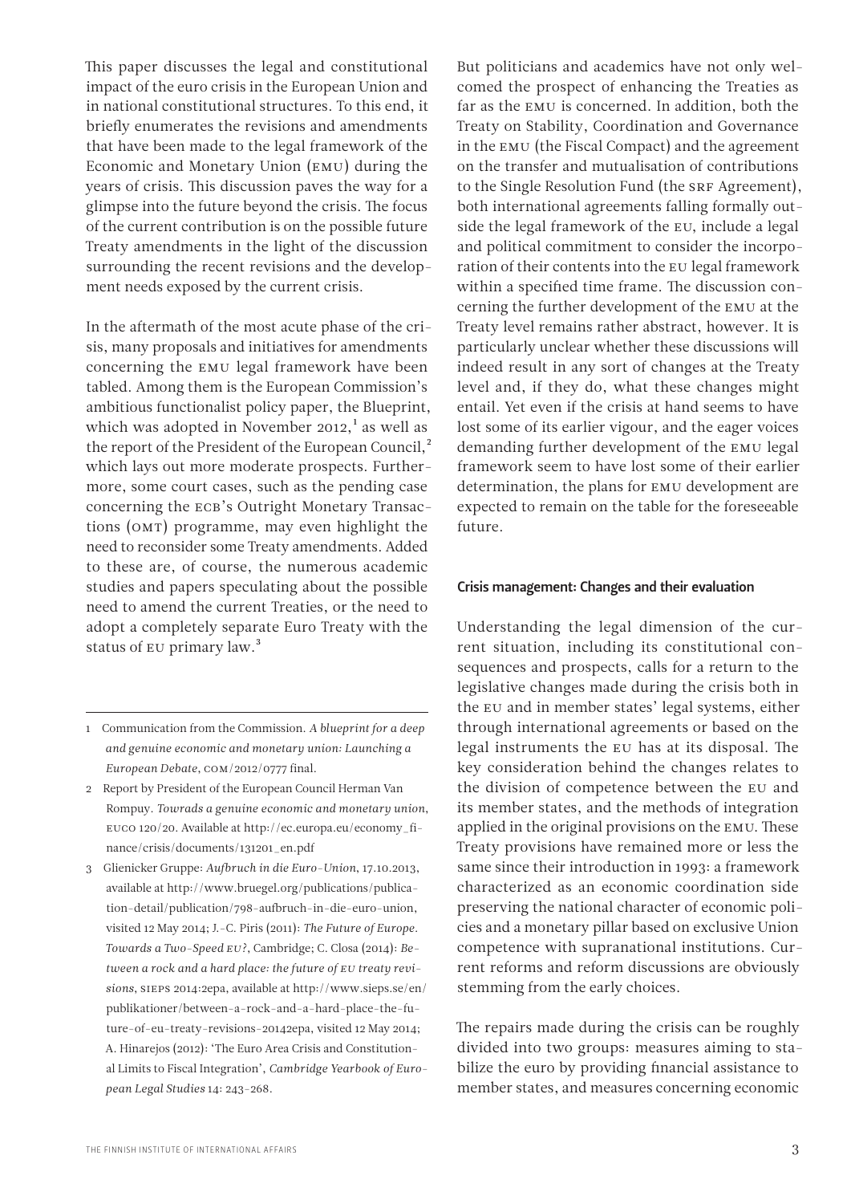This paper discusses the legal and constitutional impact of the euro crisis in the European Union and in national constitutional structures. To this end, it briefly enumerates the revisions and amendments that have been made to the legal framework of the Economic and Monetary Union (EMU) during the years of crisis. This discussion paves the way for a glimpse into the future beyond the crisis. The focus of the current contribution is on the possible future Treaty amendments in the light of the discussion surrounding the recent revisions and the development needs exposed by the current crisis.

In the aftermath of the most acute phase of the crisis, many proposals and initiatives for amendments concerning the EMU legal framework have been tabled. Among them is the European Commission's ambitious functionalist policy paper, the Blueprint, which was adopted in November 2012,[1] as well as the report of the President of the European Council,[2] which lays out more moderate prospects. Furthermore, some court cases, such as the pending case concerning the ECB's Outright Monetary Transactions (OMT) programme, may even highlight the need to reconsider some Treaty amendments. Added to these are, of course, the numerous academic studies and papers speculating about the possible need to amend the current Treaties, or the need to adopt a completely separate Euro Treaty with the status of EU primary law.[3]

But politicians and academics have not only welcomed the prospect of enhancing the Treaties as far as the EMU is concerned. In addition, both the Treaty on Stability, Coordination and Governance in the EMU (the Fiscal Compact) and the agreement on the transfer and mutualisation of contributions to the Single Resolution Fund (the SRF Agreement), both international agreements falling formally outside the legal framework of the EU, include a legal and political commitment to consider the incorporation of their contents into the EU legal framework within a specified time frame. The discussion concerning the further development of the EMU at the Treaty level remains rather abstract, however. It is particularly unclear whether these discussions will indeed result in any sort of changes at the Treaty level and, if they do, what these changes might entail. Yet even if the crisis at hand seems to have lost some of its earlier vigour, and the eager voices demanding further development of the EMU legal framework seem to have lost some of their earlier determination, the plans for EMU development are expected to remain on the table for the foreseeable future.

## Crisis management: Changes and their evaluation

Understanding the legal dimension of the current situation, including its constitutional consequences and prospects, calls for a return to the legislative changes made during the crisis both in the EU and in member states' legal systems, either through international agreements or based on the legal instruments the EU has at its disposal. The key consideration behind the changes relates to the division of competence between the EU and its member states, and the methods of integration applied in the original provisions on the EMU. These Treaty provisions have remained more or less the same since their introduction in 1993: a framework characterized as an economic coordination side preserving the national character of economic policies and a monetary pillar based on exclusive Union competence with supranational institutions. Current reforms and reform discussions are obviously stemming from the early choices.

The repairs made during the crisis can be roughly divided into two groups: measures aiming to stabilize the euro by providing financial assistance to member states, and measures concerning economic

---

1 Communication from the Commission. *A blueprint for a deep and genuine economic and monetary union: Launching a European Debate*, COM/2012/0777 final.

2 Report by President of the European Council Herman Van Rompuy. *Towrads a genuine economic and monetary union*, EUCO 120/20. Available at http://ec.europa.eu/economy_finance/crisis/documents/131201_en.pdf

3 Glienicker Gruppe: *Aufbruch in die Euro-Union*, 17.10.2013, available at http://www.bruegel.org/publications/publication-detail/publication/798-aufbruch-in-die-euro-union, visited 12 May 2014; J.-C. Piris (2011): *The Future of Europe. Towards a Two-Speed EU?*, Cambridge; C. Closa (2014): *Between a rock and a hard place: the future of EU treaty revisions*, SIEPS 2014:2epa, available at http://www.sieps.se/en/publikationer/between-a-rock-and-a-hard-place-the-future-of-eu-treaty-revisions-20142epa, visited 12 May 2014; A. Hinarejos (2012): 'The Euro Area Crisis and Constitutional Limits to Fiscal Integration', *Cambridge Yearbook of European Legal Studies* 14: 243–268.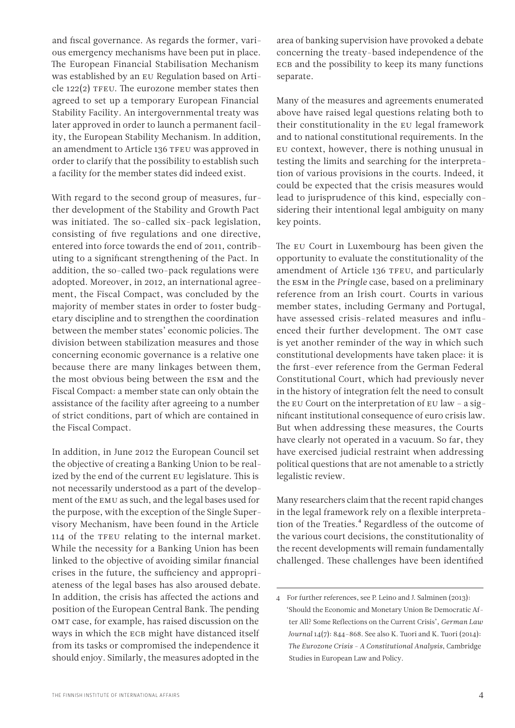and fiscal governance. As regards the former, various emergency mechanisms have been put in place. The European Financial Stabilisation Mechanism was established by an EU Regulation based on Article 122(2) TFEU. The eurozone member states then agreed to set up a temporary European Financial Stability Facility. An intergovernmental treaty was later approved in order to launch a permanent facility, the European Stability Mechanism. In addition, an amendment to Article 136 TFEU was approved in order to clarify that the possibility to establish such a facility for the member states did indeed exist.

With regard to the second group of measures, further development of the Stability and Growth Pact was initiated. The so-called six-pack legislation, consisting of five regulations and one directive, entered into force towards the end of 2011, contributing to a significant strengthening of the Pact. In addition, the so-called two-pack regulations were adopted. Moreover, in 2012, an international agreement, the Fiscal Compact, was concluded by the majority of member states in order to foster budgetary discipline and to strengthen the coordination between the member states' economic policies. The division between stabilization measures and those concerning economic governance is a relative one because there are many linkages between them, the most obvious being between the ESM and the Fiscal Compact: a member state can only obtain the assistance of the facility after agreeing to a number of strict conditions, part of which are contained in the Fiscal Compact.

In addition, in June 2012 the European Council set the objective of creating a Banking Union to be realized by the end of the current EU legislature. This is not necessarily understood as a part of the development of the EMU as such, and the legal bases used for the purpose, with the exception of the Single Supervisory Mechanism, have been found in the Article 114 of the TFEU relating to the internal market. While the necessity for a Banking Union has been linked to the objective of avoiding similar financial crises in the future, the sufficiency and appropriateness of the legal bases has also aroused debate. In addition, the crisis has affected the actions and position of the European Central Bank. The pending OMT case, for example, has raised discussion on the ways in which the ECB might have distanced itself from its tasks or compromised the independence it should enjoy. Similarly, the measures adopted in the area of banking supervision have provoked a debate concerning the treaty-based independence of the ECB and the possibility to keep its many functions separate.

Many of the measures and agreements enumerated above have raised legal questions relating both to their constitutionality in the EU legal framework and to national constitutional requirements. In the EU context, however, there is nothing unusual in testing the limits and searching for the interpretation of various provisions in the courts. Indeed, it could be expected that the crisis measures would lead to jurisprudence of this kind, especially considering their intentional legal ambiguity on many key points.

The EU Court in Luxembourg has been given the opportunity to evaluate the constitutionality of the amendment of Article 136 TFEU, and particularly the ESM in the *Pringle* case, based on a preliminary reference from an Irish court. Courts in various member states, including Germany and Portugal, have assessed crisis-related measures and influenced their further development. The OMT case is yet another reminder of the way in which such constitutional developments have taken place: it is the first-ever reference from the German Federal Constitutional Court, which had previously never in the history of integration felt the need to consult the EU Court on the interpretation of EU law – a significant institutional consequence of euro crisis law. But when addressing these measures, the Courts have clearly not operated in a vacuum. So far, they have exercised judicial restraint when addressing political questions that are not amenable to a strictly legalistic review.

Many researchers claim that the recent rapid changes in the legal framework rely on a flexible interpretation of the Treaties.[4] Regardless of the outcome of the various court decisions, the constitutionality of the recent developments will remain fundamentally challenged. These challenges have been identified

---

4 For further references, see P. Leino and J. Salminen (2013): 'Should the Economic and Monetary Union Be Democratic After All? Some Reflections on the Current Crisis', *German Law Journal* 14(7): 844–868. See also K. Tuori and K. Tuori (2014): *The Eurozone Crisis – A Constitutional Analysis*, Cambridge Studies in European Law and Policy.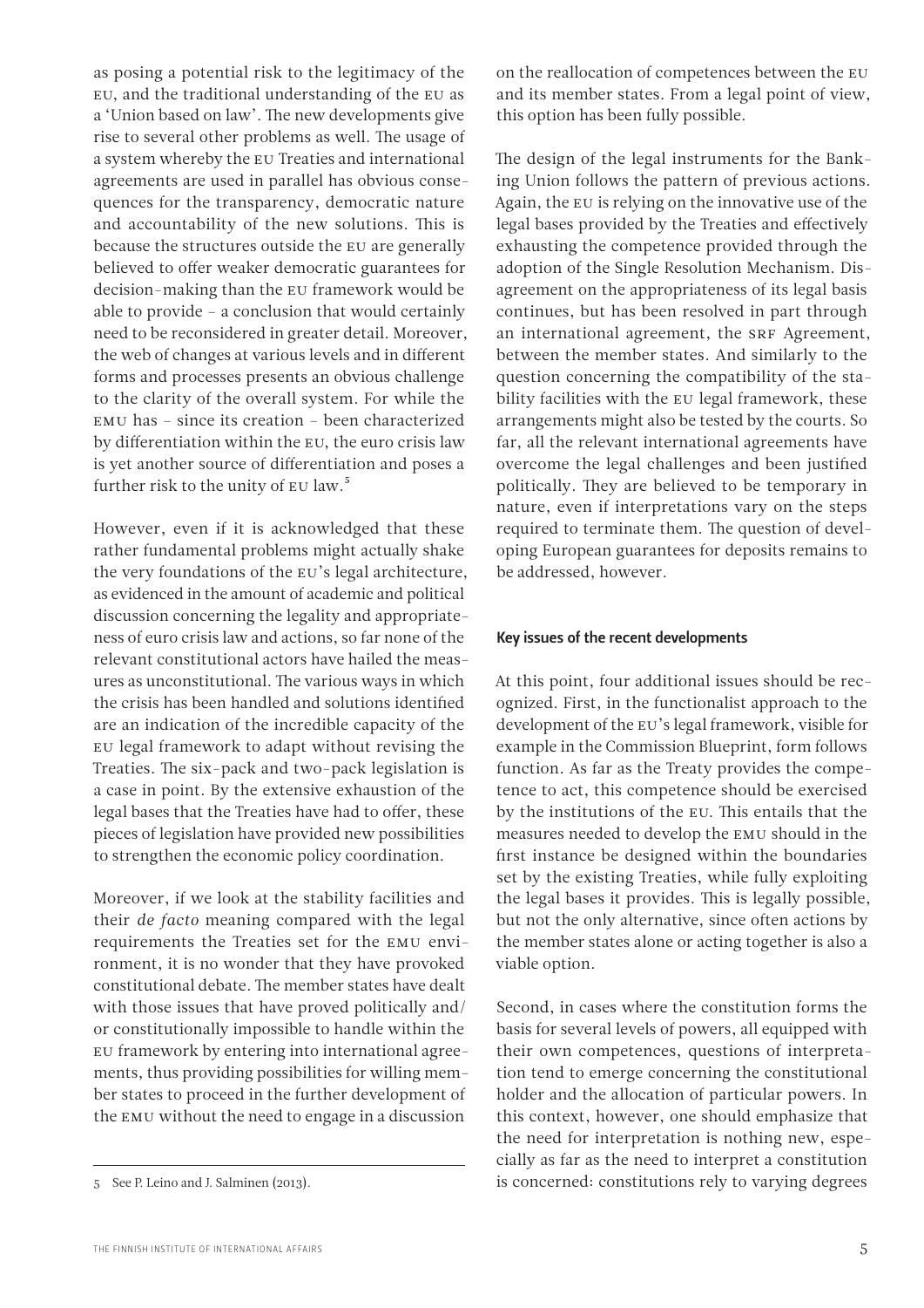as posing a potential risk to the legitimacy of the EU, and the traditional understanding of the EU as a 'Union based on law'. The new developments give rise to several other problems as well. The usage of a system whereby the EU Treaties and international agreements are used in parallel has obvious consequences for the transparency, democratic nature and accountability of the new solutions. This is because the structures outside the EU are generally believed to offer weaker democratic guarantees for decision-making than the EU framework would be able to provide – a conclusion that would certainly need to be reconsidered in greater detail. Moreover, the web of changes at various levels and in different forms and processes presents an obvious challenge to the clarity of the overall system. For while the EMU has – since its creation – been characterized by differentiation within the EU, the euro crisis law is yet another source of differentiation and poses a further risk to the unity of EU law.[5]

However, even if it is acknowledged that these rather fundamental problems might actually shake the very foundations of the EU's legal architecture, as evidenced in the amount of academic and political discussion concerning the legality and appropriateness of euro crisis law and actions, so far none of the relevant constitutional actors have hailed the measures as unconstitutional. The various ways in which the crisis has been handled and solutions identified are an indication of the incredible capacity of the EU legal framework to adapt without revising the Treaties. The six-pack and two-pack legislation is a case in point. By the extensive exhaustion of the legal bases that the Treaties have had to offer, these pieces of legislation have provided new possibilities to strengthen the economic policy coordination.

Moreover, if we look at the stability facilities and their *de facto* meaning compared with the legal requirements the Treaties set for the EMU environment, it is no wonder that they have provoked constitutional debate. The member states have dealt with those issues that have proved politically and/or constitutionally impossible to handle within the EU framework by entering into international agreements, thus providing possibilities for willing member states to proceed in the further development of the EMU without the need to engage in a discussion on the reallocation of competences between the EU and its member states. From a legal point of view, this option has been fully possible.

The design of the legal instruments for the Banking Union follows the pattern of previous actions. Again, the EU is relying on the innovative use of the legal bases provided by the Treaties and effectively exhausting the competence provided through the adoption of the Single Resolution Mechanism. Disagreement on the appropriateness of its legal basis continues, but has been resolved in part through an international agreement, the SRF Agreement, between the member states. And similarly to the question concerning the compatibility of the stability facilities with the EU legal framework, these arrangements might also be tested by the courts. So far, all the relevant international agreements have overcome the legal challenges and been justified politically. They are believed to be temporary in nature, even if interpretations vary on the steps required to terminate them. The question of developing European guarantees for deposits remains to be addressed, however.

### Key issues of the recent developments

At this point, four additional issues should be recognized. First, in the functionalist approach to the development of the EU's legal framework, visible for example in the Commission Blueprint, form follows function. As far as the Treaty provides the competence to act, this competence should be exercised by the institutions of the EU. This entails that the measures needed to develop the EMU should in the first instance be designed within the boundaries set by the existing Treaties, while fully exploiting the legal bases it provides. This is legally possible, but not the only alternative, since often actions by the member states alone or acting together is also a viable option.

Second, in cases where the constitution forms the basis for several levels of powers, all equipped with their own competences, questions of interpretation tend to emerge concerning the constitutional holder and the allocation of particular powers. In this context, however, one should emphasize that the need for interpretation is nothing new, especially as far as the need to interpret a constitution is concerned: constitutions rely to varying degrees

5 See P. Leino and J. Salminen (2013).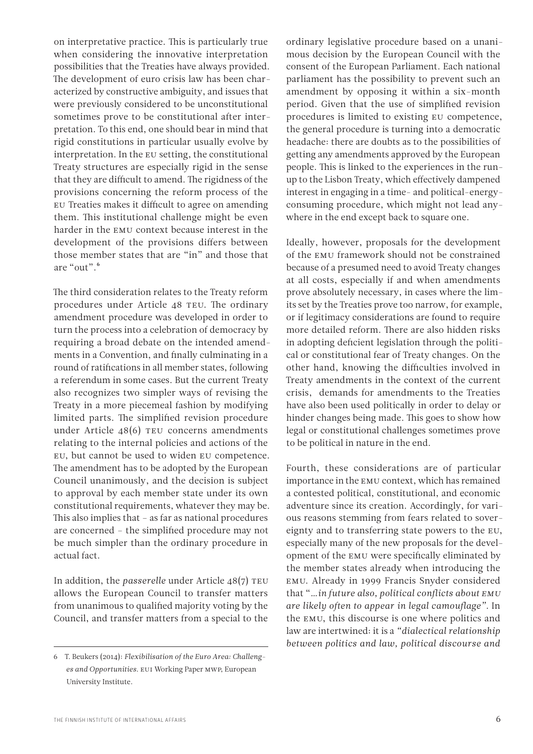on interpretative practice. This is particularly true when considering the innovative interpretation possibilities that the Treaties have always provided. The development of euro crisis law has been characterized by constructive ambiguity, and issues that were previously considered to be unconstitutional sometimes prove to be constitutional after interpretation. To this end, one should bear in mind that rigid constitutions in particular usually evolve by interpretation. In the EU setting, the constitutional Treaty structures are especially rigid in the sense that they are difficult to amend. The rigidness of the provisions concerning the reform process of the EU Treaties makes it difficult to agree on amending them. This institutional challenge might be even harder in the EMU context because interest in the development of the provisions differs between those member states that are "in" and those that are "out".[6]

The third consideration relates to the Treaty reform procedures under Article 48 TEU. The ordinary amendment procedure was developed in order to turn the process into a celebration of democracy by requiring a broad debate on the intended amendments in a Convention, and finally culminating in a round of ratifications in all member states, following a referendum in some cases. But the current Treaty also recognizes two simpler ways of revising the Treaty in a more piecemeal fashion by modifying limited parts. The simplified revision procedure under Article 48(6) TEU concerns amendments relating to the internal policies and actions of the EU, but cannot be used to widen EU competence. The amendment has to be adopted by the European Council unanimously, and the decision is subject to approval by each member state under its own constitutional requirements, whatever they may be. This also implies that – as far as national procedures are concerned – the simplified procedure may not be much simpler than the ordinary procedure in actual fact.

In addition, the *passerelle* under Article 48(7) TEU allows the European Council to transfer matters from unanimous to qualified majority voting by the Council, and transfer matters from a special to the ordinary legislative procedure based on a unanimous decision by the European Council with the consent of the European Parliament. Each national parliament has the possibility to prevent such an amendment by opposing it within a six-month period. Given that the use of simplified revision procedures is limited to existing EU competence, the general procedure is turning into a democratic headache: there are doubts as to the possibilities of getting any amendments approved by the European people. This is linked to the experiences in the run-up to the Lisbon Treaty, which effectively dampened interest in engaging in a time- and political-energy-consuming procedure, which might not lead anywhere in the end except back to square one.

Ideally, however, proposals for the development of the EMU framework should not be constrained because of a presumed need to avoid Treaty changes at all costs, especially if and when amendments prove absolutely necessary, in cases where the limits set by the Treaties prove too narrow, for example, or if legitimacy considerations are found to require more detailed reform. There are also hidden risks in adopting deficient legislation through the political or constitutional fear of Treaty changes. On the other hand, knowing the difficulties involved in Treaty amendments in the context of the current crisis, demands for amendments to the Treaties have also been used politically in order to delay or hinder changes being made. This goes to show how legal or constitutional challenges sometimes prove to be political in nature in the end.

Fourth, these considerations are of particular importance in the EMU context, which has remained a contested political, constitutional, and economic adventure since its creation. Accordingly, for various reasons stemming from fears related to sovereignty and to transferring state powers to the EU, especially many of the new proposals for the development of the EMU were specifically eliminated by the member states already when introducing the EMU. Already in 1999 Francis Snyder considered that "*…in future also, political conflicts about EMU are likely often to appear in legal camouflage*". In the EMU, this discourse is one where politics and law are intertwined: it is a "*dialectical relationship between politics and law, political discourse and*

6 T. Beukers (2014): *Flexibilisation of the Euro Area: Challenges and Opportunities.* EUI Working Paper MWP, European University Institute.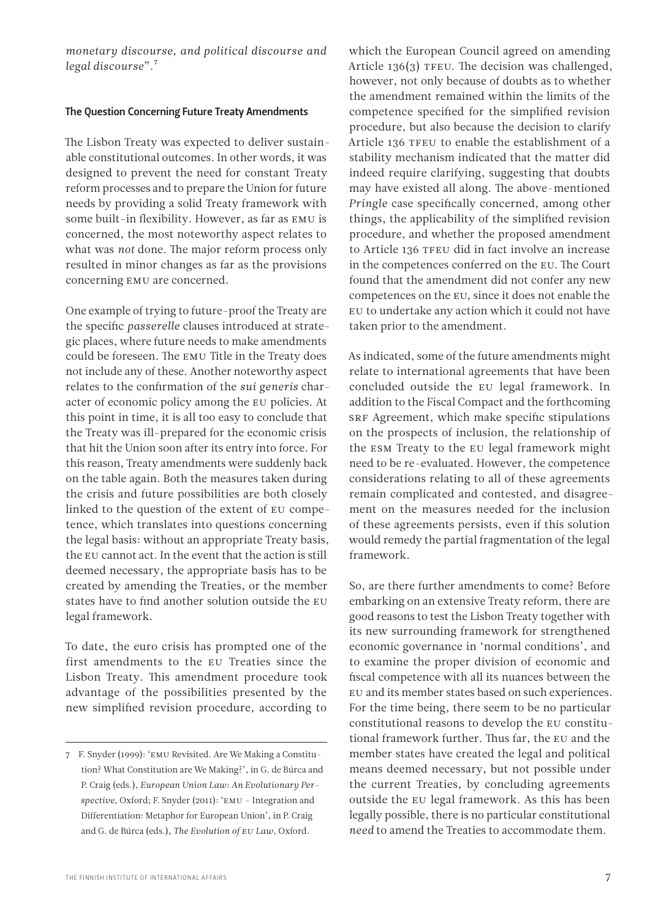*monetary discourse, and political discourse and legal discourse*".[7]

## The Question Concerning Future Treaty Amendments

The Lisbon Treaty was expected to deliver sustainable constitutional outcomes. In other words, it was designed to prevent the need for constant Treaty reform processes and to prepare the Union for future needs by providing a solid Treaty framework with some built-in flexibility. However, as far as EMU is concerned, the most noteworthy aspect relates to what was *not* done. The major reform process only resulted in minor changes as far as the provisions concerning EMU are concerned.

One example of trying to future-proof the Treaty are the specific *passerelle* clauses introduced at strategic places, where future needs to make amendments could be foreseen. The EMU Title in the Treaty does not include any of these. Another noteworthy aspect relates to the confirmation of the *sui generis* character of economic policy among the EU policies. At this point in time, it is all too easy to conclude that the Treaty was ill-prepared for the economic crisis that hit the Union soon after its entry into force. For this reason, Treaty amendments were suddenly back on the table again. Both the measures taken during the crisis and future possibilities are both closely linked to the question of the extent of EU competence, which translates into questions concerning the legal basis: without an appropriate Treaty basis, the EU cannot act. In the event that the action is still deemed necessary, the appropriate basis has to be created by amending the Treaties, or the member states have to find another solution outside the EU legal framework.

To date, the euro crisis has prompted one of the first amendments to the EU Treaties since the Lisbon Treaty. This amendment procedure took advantage of the possibilities presented by the new simplified revision procedure, according to which the European Council agreed on amending Article 136(3) TFEU. The decision was challenged, however, not only because of doubts as to whether the amendment remained within the limits of the competence specified for the simplified revision procedure, but also because the decision to clarify Article 136 TFEU to enable the establishment of a stability mechanism indicated that the matter did indeed require clarifying, suggesting that doubts may have existed all along. The above-mentioned *Pringle* case specifically concerned, among other things, the applicability of the simplified revision procedure, and whether the proposed amendment to Article 136 TFEU did in fact involve an increase in the competences conferred on the EU. The Court found that the amendment did not confer any new competences on the EU, since it does not enable the EU to undertake any action which it could not have taken prior to the amendment.

As indicated, some of the future amendments might relate to international agreements that have been concluded outside the EU legal framework. In addition to the Fiscal Compact and the forthcoming SRF Agreement, which make specific stipulations on the prospects of inclusion, the relationship of the ESM Treaty to the EU legal framework might need to be re-evaluated. However, the competence considerations relating to all of these agreements remain complicated and contested, and disagreement on the measures needed for the inclusion of these agreements persists, even if this solution would remedy the partial fragmentation of the legal framework.

So, are there further amendments to come? Before embarking on an extensive Treaty reform, there are good reasons to test the Lisbon Treaty together with its new surrounding framework for strengthened economic governance in 'normal conditions', and to examine the proper division of economic and fiscal competence with all its nuances between the EU and its member states based on such experiences. For the time being, there seem to be no particular constitutional reasons to develop the EU constitutional framework further. Thus far, the EU and the member states have created the legal and political means deemed necessary, but not possible under the current Treaties, by concluding agreements outside the EU legal framework. As this has been legally possible, there is no particular constitutional *need* to amend the Treaties to accommodate them.

---

[7] F. Snyder (1999): 'EMU Revisited. Are We Making a Constitution? What Constitution are We Making?', in G. de Búrca and P. Craig (eds.), *European Union Law: An Evolutionary Perspective*, Oxford; F. Snyder (2011): 'EMU – Integration and Differentiation: Metaphor for European Union', in P. Craig and G. de Búrca (eds.), *The Evolution of EU Law*, Oxford.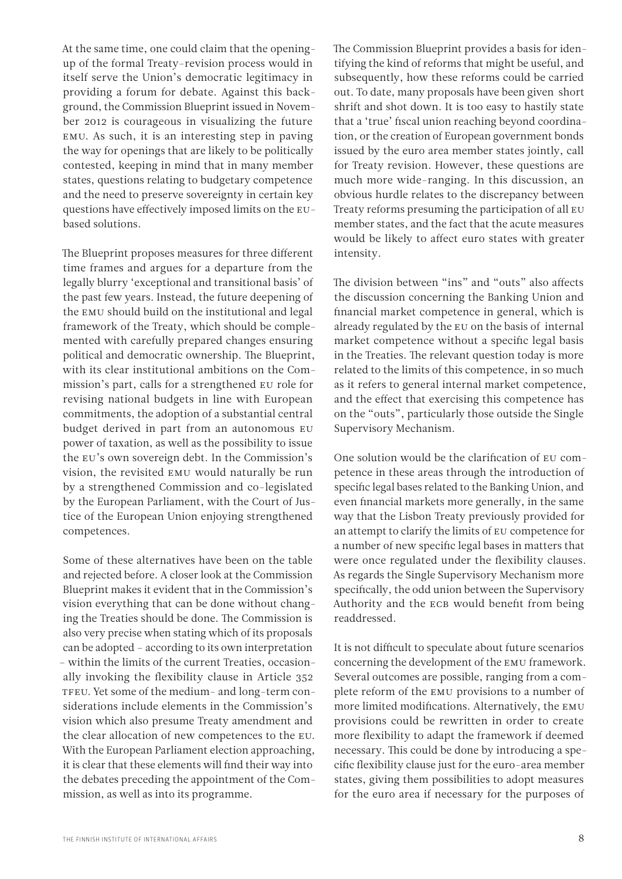At the same time, one could claim that the opening-up of the formal Treaty-revision process would in itself serve the Union's democratic legitimacy in providing a forum for debate. Against this background, the Commission Blueprint issued in November 2012 is courageous in visualizing the future EMU. As such, it is an interesting step in paving the way for openings that are likely to be politically contested, keeping in mind that in many member states, questions relating to budgetary competence and the need to preserve sovereignty in certain key questions have effectively imposed limits on the EU-based solutions.

The Blueprint proposes measures for three different time frames and argues for a departure from the legally blurry 'exceptional and transitional basis' of the past few years. Instead, the future deepening of the EMU should build on the institutional and legal framework of the Treaty, which should be complemented with carefully prepared changes ensuring political and democratic ownership. The Blueprint, with its clear institutional ambitions on the Commission's part, calls for a strengthened EU role for revising national budgets in line with European commitments, the adoption of a substantial central budget derived in part from an autonomous EU power of taxation, as well as the possibility to issue the EU's own sovereign debt. In the Commission's vision, the revisited EMU would naturally be run by a strengthened Commission and co-legislated by the European Parliament, with the Court of Justice of the European Union enjoying strengthened competences.

Some of these alternatives have been on the table and rejected before. A closer look at the Commission Blueprint makes it evident that in the Commission's vision everything that can be done without changing the Treaties should be done. The Commission is also very precise when stating which of its proposals can be adopted – according to its own interpretation – within the limits of the current Treaties, occasionally invoking the flexibility clause in Article 352 TFEU. Yet some of the medium- and long-term considerations include elements in the Commission's vision which also presume Treaty amendment and the clear allocation of new competences to the EU. With the European Parliament election approaching, it is clear that these elements will find their way into the debates preceding the appointment of the Commission, as well as into its programme.

The Commission Blueprint provides a basis for identifying the kind of reforms that might be useful, and subsequently, how these reforms could be carried out. To date, many proposals have been given short shrift and shot down. It is too easy to hastily state that a 'true' fiscal union reaching beyond coordination, or the creation of European government bonds issued by the euro area member states jointly, call for Treaty revision. However, these questions are much more wide-ranging. In this discussion, an obvious hurdle relates to the discrepancy between Treaty reforms presuming the participation of all EU member states, and the fact that the acute measures would be likely to affect euro states with greater intensity.

The division between "ins" and "outs" also affects the discussion concerning the Banking Union and financial market competence in general, which is already regulated by the EU on the basis of internal market competence without a specific legal basis in the Treaties. The relevant question today is more related to the limits of this competence, in so much as it refers to general internal market competence, and the effect that exercising this competence has on the "outs", particularly those outside the Single Supervisory Mechanism.

One solution would be the clarification of EU competence in these areas through the introduction of specific legal bases related to the Banking Union, and even financial markets more generally, in the same way that the Lisbon Treaty previously provided for an attempt to clarify the limits of EU competence for a number of new specific legal bases in matters that were once regulated under the flexibility clauses. As regards the Single Supervisory Mechanism more specifically, the odd union between the Supervisory Authority and the ECB would benefit from being readdressed.

It is not difficult to speculate about future scenarios concerning the development of the EMU framework. Several outcomes are possible, ranging from a complete reform of the EMU provisions to a number of more limited modifications. Alternatively, the EMU provisions could be rewritten in order to create more flexibility to adapt the framework if deemed necessary. This could be done by introducing a specific flexibility clause just for the euro-area member states, giving them possibilities to adopt measures for the euro area if necessary for the purposes of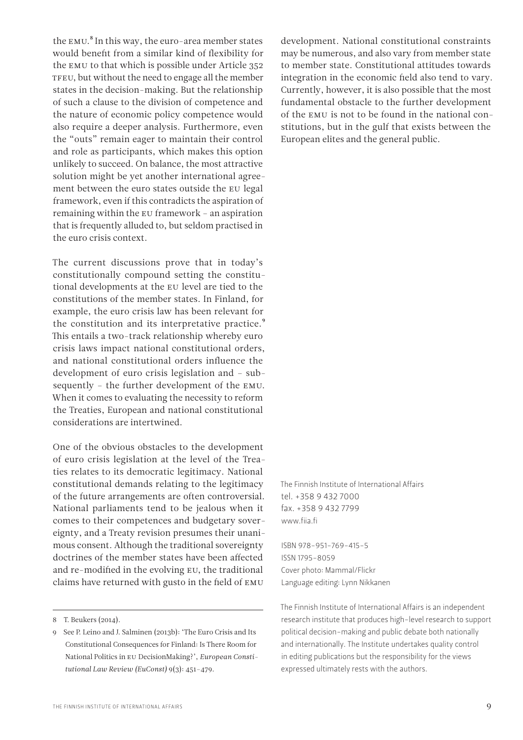the EMU.[8] In this way, the euro-area member states would benefit from a similar kind of flexibility for the EMU to that which is possible under Article 352 TFEU, but without the need to engage all the member states in the decision-making. But the relationship of such a clause to the division of competence and the nature of economic policy competence would also require a deeper analysis. Furthermore, even the "outs" remain eager to maintain their control and role as participants, which makes this option unlikely to succeed. On balance, the most attractive solution might be yet another international agreement between the euro states outside the EU legal framework, even if this contradicts the aspiration of remaining within the EU framework – an aspiration that is frequently alluded to, but seldom practised in the euro crisis context.

The current discussions prove that in today's constitutionally compound setting the constitutional developments at the EU level are tied to the constitutions of the member states. In Finland, for example, the euro crisis law has been relevant for the constitution and its interpretative practice.[9] This entails a two-track relationship whereby euro crisis laws impact national constitutional orders, and national constitutional orders influence the development of euro crisis legislation and – subsequently – the further development of the EMU. When it comes to evaluating the necessity to reform the Treaties, European and national constitutional considerations are intertwined.

One of the obvious obstacles to the development of euro crisis legislation at the level of the Treaties relates to its democratic legitimacy. National constitutional demands relating to the legitimacy of the future arrangements are often controversial. National parliaments tend to be jealous when it comes to their competences and budgetary sovereignty, and a Treaty revision presumes their unanimous consent. Although the traditional sovereignty doctrines of the member states have been affected and re-modified in the evolving EU, the traditional claims have returned with gusto in the field of EMU development. National constitutional constraints may be numerous, and also vary from member state to member state. Constitutional attitudes towards integration in the economic field also tend to vary. Currently, however, it is also possible that the most fundamental obstacle to the further development of the EMU is not to be found in the national constitutions, but in the gulf that exists between the European elites and the general public.

8 T. Beukers (2014).

9 See P. Leino and J. Salminen (2013b): 'The Euro Crisis and Its Constitutional Consequences for Finland: Is There Room for National Politics in EU DecisionMaking?', *European Constitutional Law Review (EuConst)* 9(3): 451–479.

The Finnish Institute of International Affairs
tel. +358 9 432 7000
fax. +358 9 432 7799
www.fiia.fi

ISBN 978-951-769-415-5
ISSN 1795-8059
Cover photo: Mammal/Flickr
Language editing: Lynn Nikkanen

The Finnish Institute of International Affairs is an independent research institute that produces high-level research to support political decision-making and public debate both nationally and internationally. The Institute undertakes quality control in editing publications but the responsibility for the views expressed ultimately rests with the authors.